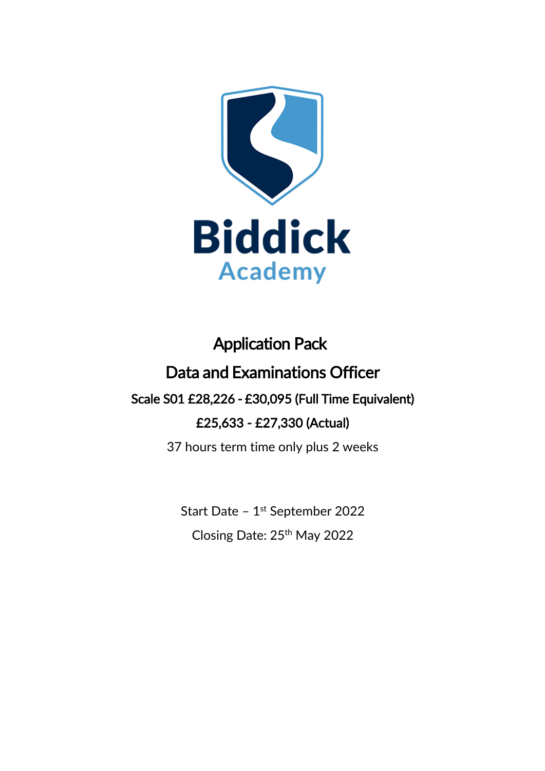# Biddick Academy

## Application Pack

## Data and Examinations Officer

**Scale S01 £28,226 - £30,095 (Full Time Equivalent)**

**£25,633 - £27,330 (Actual)**

37 hours term time only plus 2 weeks

Start Date – 1st September 2022

Closing Date: 25th May 2022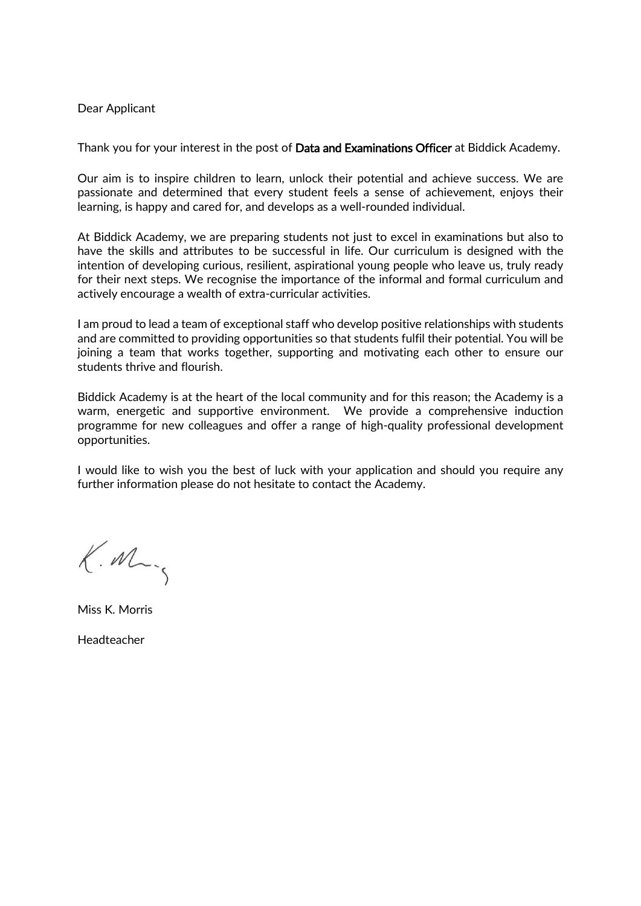Dear Applicant

Thank you for your interest in the post of **Data and Examinations Officer** at Biddick Academy.

Our aim is to inspire children to learn, unlock their potential and achieve success. We are passionate and determined that every student feels a sense of achievement, enjoys their learning, is happy and cared for, and develops as a well-rounded individual.

At Biddick Academy, we are preparing students not just to excel in examinations but also to have the skills and attributes to be successful in life. Our curriculum is designed with the intention of developing curious, resilient, aspirational young people who leave us, truly ready for their next steps. We recognise the importance of the informal and formal curriculum and actively encourage a wealth of extra-curricular activities.

I am proud to lead a team of exceptional staff who develop positive relationships with students and are committed to providing opportunities so that students fulfil their potential. You will be joining a team that works together, supporting and motivating each other to ensure our students thrive and flourish.

Biddick Academy is at the heart of the local community and for this reason; the Academy is a warm, energetic and supportive environment. We provide a comprehensive induction programme for new colleagues and offer a range of high-quality professional development opportunities.

I would like to wish you the best of luck with your application and should you require any further information please do not hesitate to contact the Academy.

Miss K. Morris

Headteacher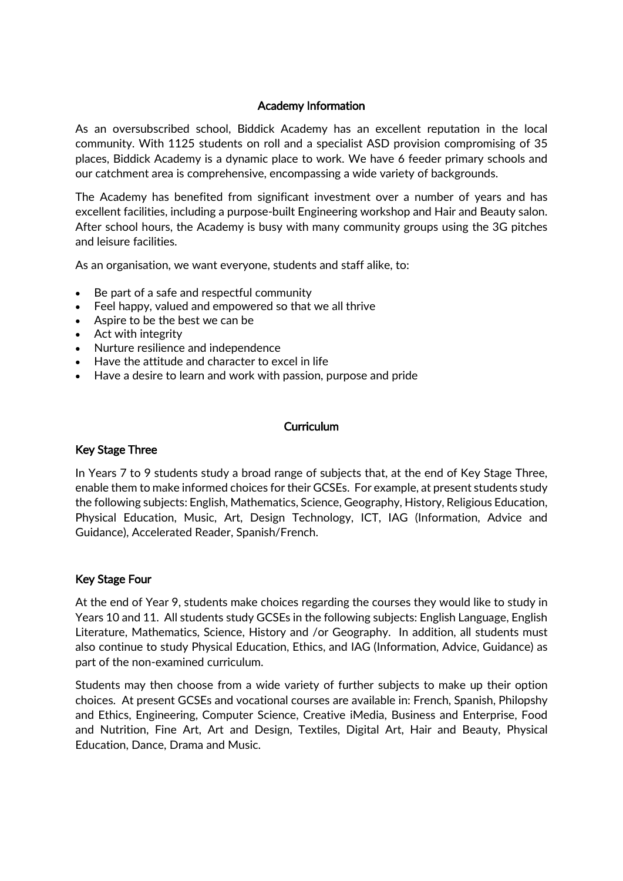## Academy Information

As an oversubscribed school, Biddick Academy has an excellent reputation in the local community. With 1125 students on roll and a specialist ASD provision compromising of 35 places, Biddick Academy is a dynamic place to work. We have 6 feeder primary schools and our catchment area is comprehensive, encompassing a wide variety of backgrounds.

The Academy has benefited from significant investment over a number of years and has excellent facilities, including a purpose-built Engineering workshop and Hair and Beauty salon. After school hours, the Academy is busy with many community groups using the 3G pitches and leisure facilities.

As an organisation, we want everyone, students and staff alike, to:

- Be part of a safe and respectful community
- Feel happy, valued and empowered so that we all thrive
- Aspire to be the best we can be
- Act with integrity
- Nurture resilience and independence
- Have the attitude and character to excel in life
- Have a desire to learn and work with passion, purpose and pride

## Curriculum

### Key Stage Three

In Years 7 to 9 students study a broad range of subjects that, at the end of Key Stage Three, enable them to make informed choices for their GCSEs. For example, at present students study the following subjects: English, Mathematics, Science, Geography, History, Religious Education, Physical Education, Music, Art, Design Technology, ICT, IAG (Information, Advice and Guidance), Accelerated Reader, Spanish/French.

### Key Stage Four

At the end of Year 9, students make choices regarding the courses they would like to study in Years 10 and 11. All students study GCSEs in the following subjects: English Language, English Literature, Mathematics, Science, History and /or Geography. In addition, all students must also continue to study Physical Education, Ethics, and IAG (Information, Advice, Guidance) as part of the non-examined curriculum.

Students may then choose from a wide variety of further subjects to make up their option choices. At present GCSEs and vocational courses are available in: French, Spanish, Philopshy and Ethics, Engineering, Computer Science, Creative iMedia, Business and Enterprise, Food and Nutrition, Fine Art, Art and Design, Textiles, Digital Art, Hair and Beauty, Physical Education, Dance, Drama and Music.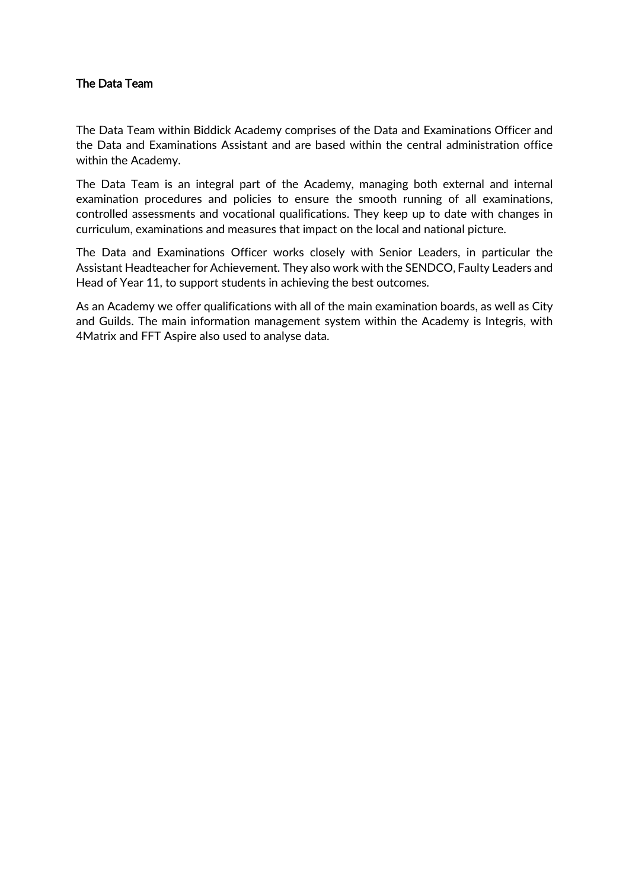### The Data Team

The Data Team within Biddick Academy comprises of the Data and Examinations Officer and the Data and Examinations Assistant and are based within the central administration office within the Academy.

The Data Team is an integral part of the Academy, managing both external and internal examination procedures and policies to ensure the smooth running of all examinations, controlled assessments and vocational qualifications. They keep up to date with changes in curriculum, examinations and measures that impact on the local and national picture.

The Data and Examinations Officer works closely with Senior Leaders, in particular the Assistant Headteacher for Achievement. They also work with the SENDCO, Faulty Leaders and Head of Year 11, to support students in achieving the best outcomes.

As an Academy we offer qualifications with all of the main examination boards, as well as City and Guilds. The main information management system within the Academy is Integris, with 4Matrix and FFT Aspire also used to analyse data.